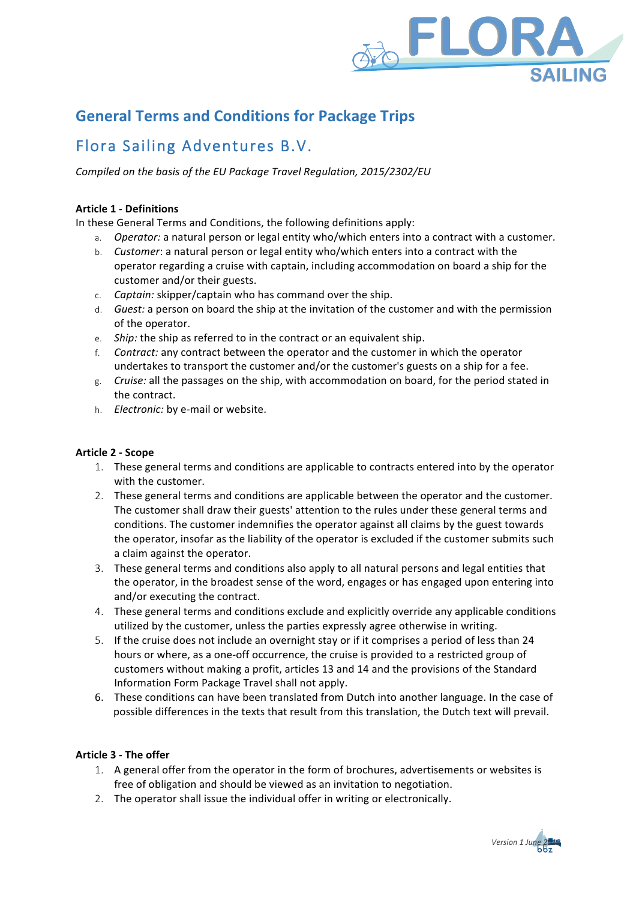# General Terms and Conditions for Package Trips

## Flora Sailing Adventures B.V.

*Compiled on the basis of the EU Package Travel Regulation, 2015/2302/EU*

**Article 1 - Definitions**

In these General Terms and Conditions, the following definitions apply:

a. *Operator:* a natural person or legal entity who/which enters into a contract with a customer.
b. *Customer*: a natural person or legal entity who/which enters into a contract with the operator regarding a cruise with captain, including accommodation on board a ship for the customer and/or their guests.
c. *Captain:* skipper/captain who has command over the ship.
d. *Guest:* a person on board the ship at the invitation of the customer and with the permission of the operator.
e. *Ship:* the ship as referred to in the contract or an equivalent ship.
f. *Contract:* any contract between the operator and the customer in which the operator undertakes to transport the customer and/or the customer's guests on a ship for a fee.
g. *Cruise:* all the passages on the ship, with accommodation on board, for the period stated in the contract.
h. *Electronic:* by e-mail or website.

**Article 2 - Scope**

1. These general terms and conditions are applicable to contracts entered into by the operator with the customer.
2. These general terms and conditions are applicable between the operator and the customer. The customer shall draw their guests' attention to the rules under these general terms and conditions. The customer indemnifies the operator against all claims by the guest towards the operator, insofar as the liability of the operator is excluded if the customer submits such a claim against the operator.
3. These general terms and conditions also apply to all natural persons and legal entities that the operator, in the broadest sense of the word, engages or has engaged upon entering into and/or executing the contract.
4. These general terms and conditions exclude and explicitly override any applicable conditions utilized by the customer, unless the parties expressly agree otherwise in writing.
5. If the cruise does not include an overnight stay or if it comprises a period of less than 24 hours or where, as a one-off occurrence, the cruise is provided to a restricted group of customers without making a profit, articles 13 and 14 and the provisions of the Standard Information Form Package Travel shall not apply.
6. These conditions can have been translated from Dutch into another language. In the case of possible differences in the texts that result from this translation, the Dutch text will prevail.

**Article 3 - The offer**

1. A general offer from the operator in the form of brochures, advertisements or websites is free of obligation and should be viewed as an invitation to negotiation.
2. The operator shall issue the individual offer in writing or electronically.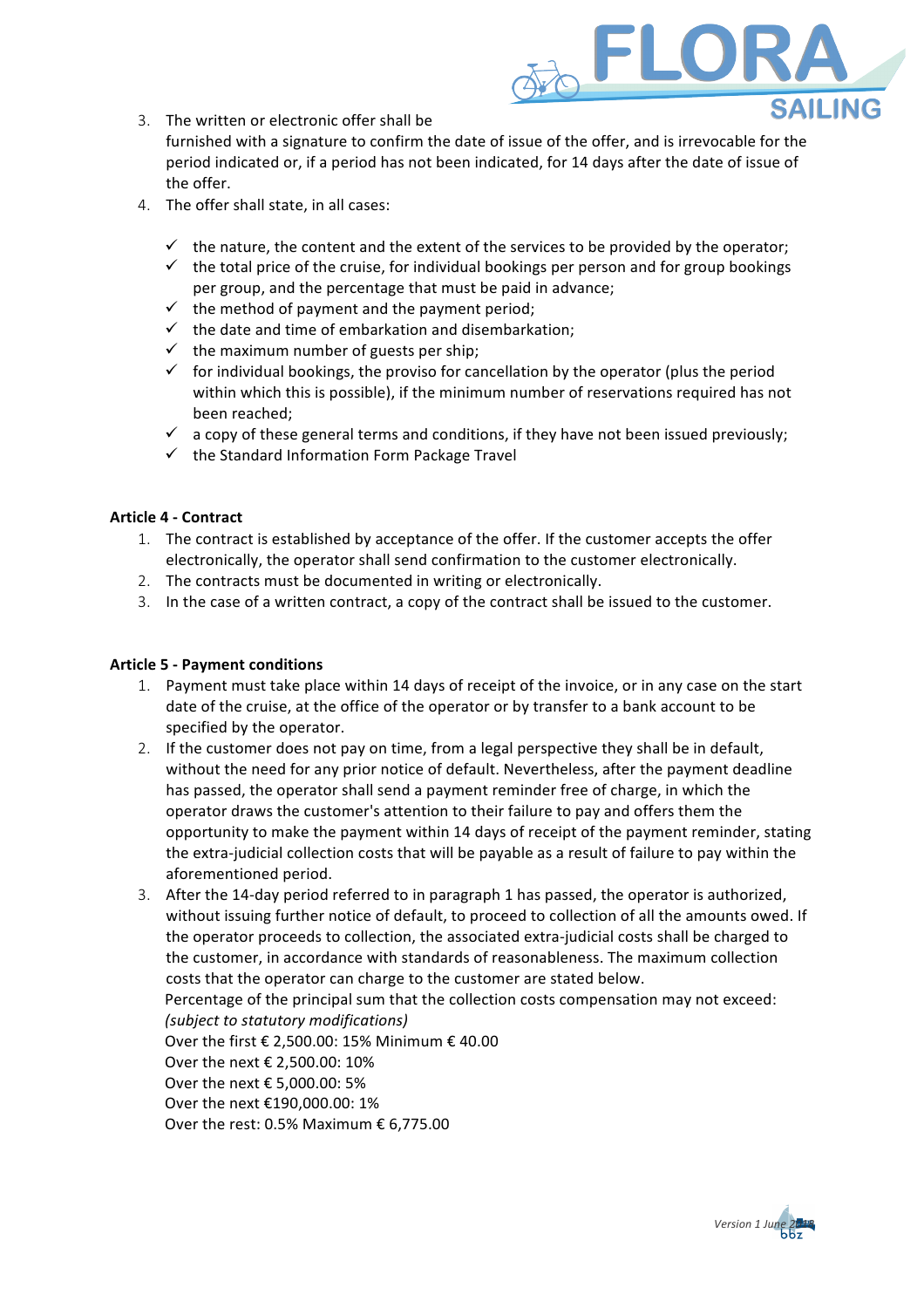3. The written or electronic offer shall be furnished with a signature to confirm the date of issue of the offer, and is irrevocable for the period indicated or, if a period has not been indicated, for 14 days after the date of issue of the offer.
4. The offer shall state, in all cases:

   - ✓ the nature, the content and the extent of the services to be provided by the operator;
   - ✓ the total price of the cruise, for individual bookings per person and for group bookings per group, and the percentage that must be paid in advance;
   - ✓ the method of payment and the payment period;
   - ✓ the date and time of embarkation and disembarkation;
   - ✓ the maximum number of guests per ship;
   - ✓ for individual bookings, the proviso for cancellation by the operator (plus the period within which this is possible), if the minimum number of reservations required has not been reached;
   - ✓ a copy of these general terms and conditions, if they have not been issued previously;
   - ✓ the Standard Information Form Package Travel

**Article 4 - Contract**

1. The contract is established by acceptance of the offer. If the customer accepts the offer electronically, the operator shall send confirmation to the customer electronically.
2. The contracts must be documented in writing or electronically.
3. In the case of a written contract, a copy of the contract shall be issued to the customer.

**Article 5 - Payment conditions**

1. Payment must take place within 14 days of receipt of the invoice, or in any case on the start date of the cruise, at the office of the operator or by transfer to a bank account to be specified by the operator.
2. If the customer does not pay on time, from a legal perspective they shall be in default, without the need for any prior notice of default. Nevertheless, after the payment deadline has passed, the operator shall send a payment reminder free of charge, in which the operator draws the customer's attention to their failure to pay and offers them the opportunity to make the payment within 14 days of receipt of the payment reminder, stating the extra-judicial collection costs that will be payable as a result of failure to pay within the aforementioned period.
3. After the 14-day period referred to in paragraph 1 has passed, the operator is authorized, without issuing further notice of default, to proceed to collection of all the amounts owed. If the operator proceeds to collection, the associated extra-judicial costs shall be charged to the customer, in accordance with standards of reasonableness. The maximum collection costs that the operator can charge to the customer are stated below.
   Percentage of the principal sum that the collection costs compensation may not exceed:
   *(subject to statutory modifications)*
   Over the first € 2,500.00: 15% Minimum € 40.00
   Over the next € 2,500.00: 10%
   Over the next € 5,000.00: 5%
   Over the next €190,000.00: 1%
   Over the rest: 0.5% Maximum € 6,775.00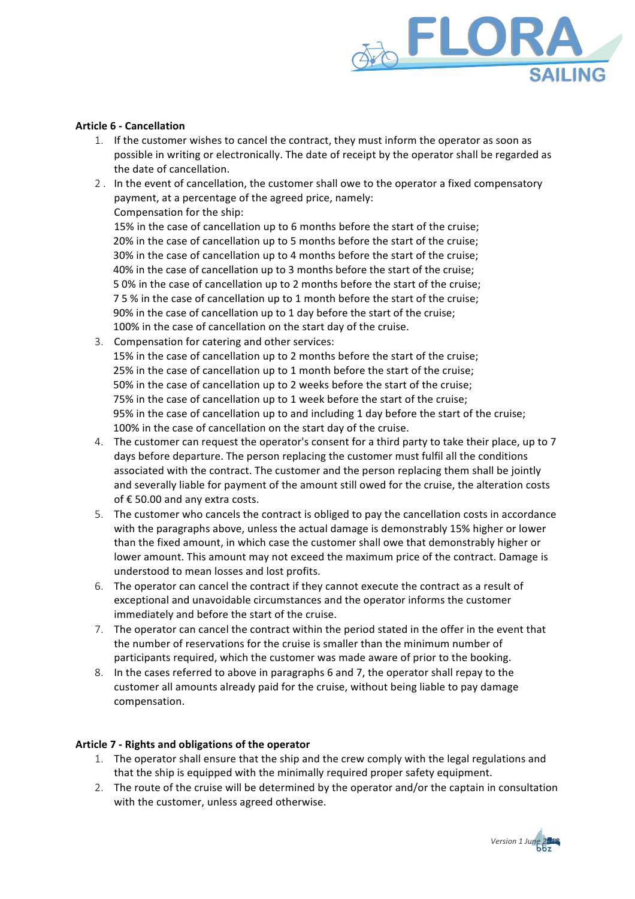**Article 6 - Cancellation**

1. If the customer wishes to cancel the contract, they must inform the operator as soon as possible in writing or electronically. The date of receipt by the operator shall be regarded as the date of cancellation.
2. In the event of cancellation, the customer shall owe to the operator a fixed compensatory payment, at a percentage of the agreed price, namely:
   Compensation for the ship:
   15% in the case of cancellation up to 6 months before the start of the cruise;
   20% in the case of cancellation up to 5 months before the start of the cruise;
   30% in the case of cancellation up to 4 months before the start of the cruise;
   40% in the case of cancellation up to 3 months before the start of the cruise;
   50% in the case of cancellation up to 2 months before the start of the cruise;
   75% in the case of cancellation up to 1 month before the start of the cruise;
   90% in the case of cancellation up to 1 day before the start of the cruise;
   100% in the case of cancellation on the start day of the cruise.
3. Compensation for catering and other services:
   15% in the case of cancellation up to 2 months before the start of the cruise;
   25% in the case of cancellation up to 1 month before the start of the cruise;
   50% in the case of cancellation up to 2 weeks before the start of the cruise;
   75% in the case of cancellation up to 1 week before the start of the cruise;
   95% in the case of cancellation up to and including 1 day before the start of the cruise;
   100% in the case of cancellation on the start day of the cruise.
4. The customer can request the operator's consent for a third party to take their place, up to 7 days before departure. The person replacing the customer must fulfil all the conditions associated with the contract. The customer and the person replacing them shall be jointly and severally liable for payment of the amount still owed for the cruise, the alteration costs of € 50.00 and any extra costs.
5. The customer who cancels the contract is obliged to pay the cancellation costs in accordance with the paragraphs above, unless the actual damage is demonstrably 15% higher or lower than the fixed amount, in which case the customer shall owe that demonstrably higher or lower amount. This amount may not exceed the maximum price of the contract. Damage is understood to mean losses and lost profits.
6. The operator can cancel the contract if they cannot execute the contract as a result of exceptional and unavoidable circumstances and the operator informs the customer immediately and before the start of the cruise.
7. The operator can cancel the contract within the period stated in the offer in the event that the number of reservations for the cruise is smaller than the minimum number of participants required, which the customer was made aware of prior to the booking.
8. In the cases referred to above in paragraphs 6 and 7, the operator shall repay to the customer all amounts already paid for the cruise, without being liable to pay damage compensation.

**Article 7 - Rights and obligations of the operator**

1. The operator shall ensure that the ship and the crew comply with the legal regulations and that the ship is equipped with the minimally required proper safety equipment.
2. The route of the cruise will be determined by the operator and/or the captain in consultation with the customer, unless agreed otherwise.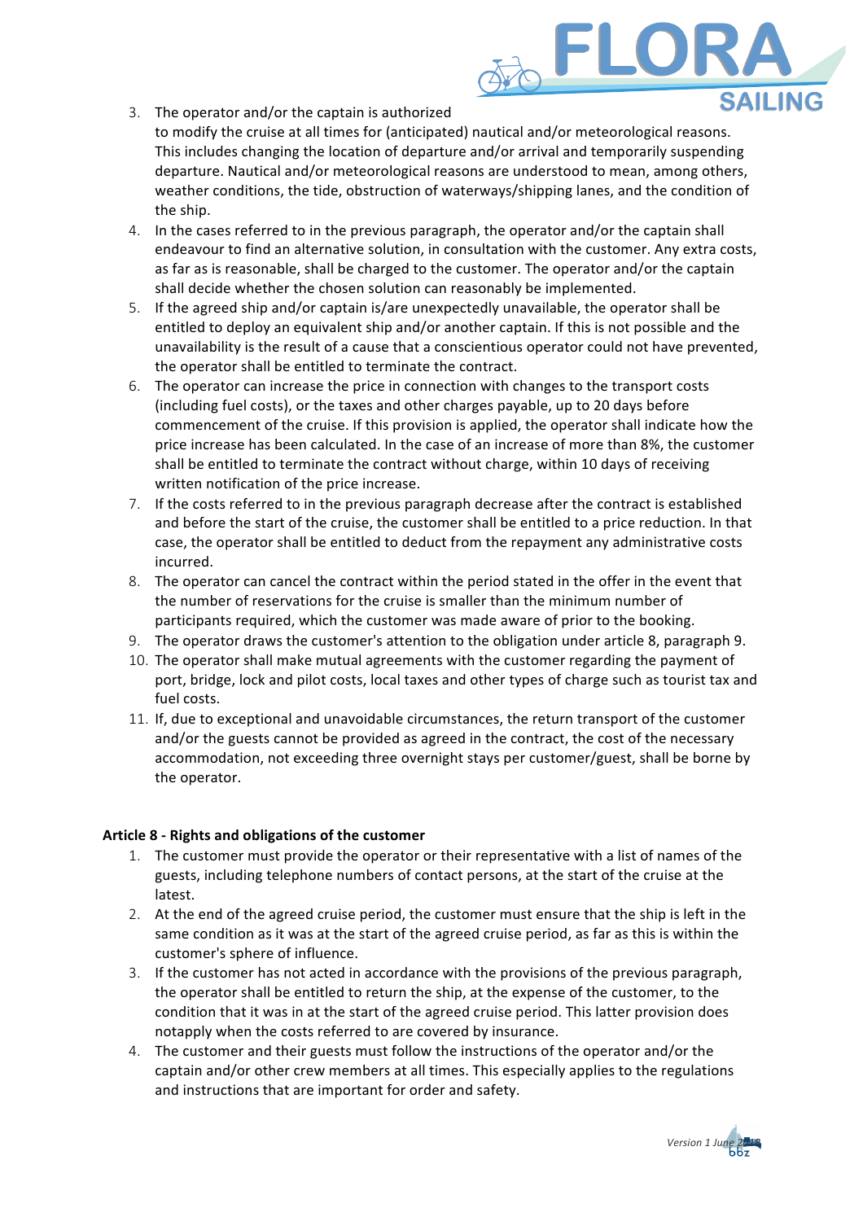3. The operator and/or the captain is authorized to modify the cruise at all times for (anticipated) nautical and/or meteorological reasons. This includes changing the location of departure and/or arrival and temporarily suspending departure. Nautical and/or meteorological reasons are understood to mean, among others, weather conditions, the tide, obstruction of waterways/shipping lanes, and the condition of the ship.
4. In the cases referred to in the previous paragraph, the operator and/or the captain shall endeavour to find an alternative solution, in consultation with the customer. Any extra costs, as far as is reasonable, shall be charged to the customer. The operator and/or the captain shall decide whether the chosen solution can reasonably be implemented.
5. If the agreed ship and/or captain is/are unexpectedly unavailable, the operator shall be entitled to deploy an equivalent ship and/or another captain. If this is not possible and the unavailability is the result of a cause that a conscientious operator could not have prevented, the operator shall be entitled to terminate the contract.
6. The operator can increase the price in connection with changes to the transport costs (including fuel costs), or the taxes and other charges payable, up to 20 days before commencement of the cruise. If this provision is applied, the operator shall indicate how the price increase has been calculated. In the case of an increase of more than 8%, the customer shall be entitled to terminate the contract without charge, within 10 days of receiving written notification of the price increase.
7. If the costs referred to in the previous paragraph decrease after the contract is established and before the start of the cruise, the customer shall be entitled to a price reduction. In that case, the operator shall be entitled to deduct from the repayment any administrative costs incurred.
8. The operator can cancel the contract within the period stated in the offer in the event that the number of reservations for the cruise is smaller than the minimum number of participants required, which the customer was made aware of prior to the booking.
9. The operator draws the customer's attention to the obligation under article 8, paragraph 9.
10. The operator shall make mutual agreements with the customer regarding the payment of port, bridge, lock and pilot costs, local taxes and other types of charge such as tourist tax and fuel costs.
11. If, due to exceptional and unavoidable circumstances, the return transport of the customer and/or the guests cannot be provided as agreed in the contract, the cost of the necessary accommodation, not exceeding three overnight stays per customer/guest, shall be borne by the operator.

**Article 8 - Rights and obligations of the customer**

1. The customer must provide the operator or their representative with a list of names of the guests, including telephone numbers of contact persons, at the start of the cruise at the latest.
2. At the end of the agreed cruise period, the customer must ensure that the ship is left in the same condition as it was at the start of the agreed cruise period, as far as this is within the customer's sphere of influence.
3. If the customer has not acted in accordance with the provisions of the previous paragraph, the operator shall be entitled to return the ship, at the expense of the customer, to the condition that it was in at the start of the agreed cruise period. This latter provision does notapply when the costs referred to are covered by insurance.
4. The customer and their guests must follow the instructions of the operator and/or the captain and/or other crew members at all times. This especially applies to the regulations and instructions that are important for order and safety.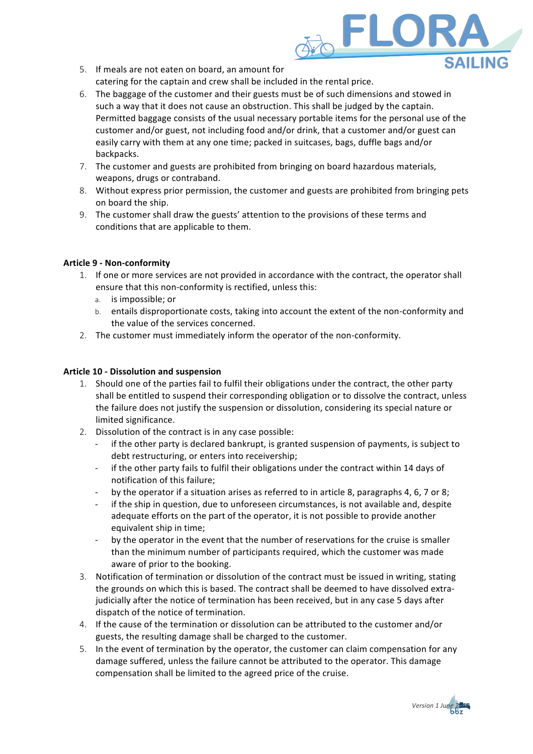5. If meals are not eaten on board, an amount for catering for the captain and crew shall be included in the rental price.
6. The baggage of the customer and their guests must be of such dimensions and stowed in such a way that it does not cause an obstruction. This shall be judged by the captain. Permitted baggage consists of the usual necessary portable items for the personal use of the customer and/or guest, not including food and/or drink, that a customer and/or guest can easily carry with them at any one time; packed in suitcases, bags, duffle bags and/or backpacks.
7. The customer and guests are prohibited from bringing on board hazardous materials, weapons, drugs or contraband.
8. Without express prior permission, the customer and guests are prohibited from bringing pets on board the ship.
9. The customer shall draw the guests' attention to the provisions of these terms and conditions that are applicable to them.

**Article 9 - Non-conformity**

1. If one or more services are not provided in accordance with the contract, the operator shall ensure that this non-conformity is rectified, unless this:
   a. is impossible; or
   b. entails disproportionate costs, taking into account the extent of the non-conformity and the value of the services concerned.
2. The customer must immediately inform the operator of the non-conformity.

**Article 10 - Dissolution and suspension**

1. Should one of the parties fail to fulfil their obligations under the contract, the other party shall be entitled to suspend their corresponding obligation or to dissolve the contract, unless the failure does not justify the suspension or dissolution, considering its special nature or limited significance.
2. Dissolution of the contract is in any case possible:
   - if the other party is declared bankrupt, is granted suspension of payments, is subject to debt restructuring, or enters into receivership;
   - if the other party fails to fulfil their obligations under the contract within 14 days of notification of this failure;
   - by the operator if a situation arises as referred to in article 8, paragraphs 4, 6, 7 or 8;
   - if the ship in question, due to unforeseen circumstances, is not available and, despite adequate efforts on the part of the operator, it is not possible to provide another equivalent ship in time;
   - by the operator in the event that the number of reservations for the cruise is smaller than the minimum number of participants required, which the customer was made aware of prior to the booking.
3. Notification of termination or dissolution of the contract must be issued in writing, stating the grounds on which this is based. The contract shall be deemed to have dissolved extra-judicially after the notice of termination has been received, but in any case 5 days after dispatch of the notice of termination.
4. If the cause of the termination or dissolution can be attributed to the customer and/or guests, the resulting damage shall be charged to the customer.
5. In the event of termination by the operator, the customer can claim compensation for any damage suffered, unless the failure cannot be attributed to the operator. This damage compensation shall be limited to the agreed price of the cruise.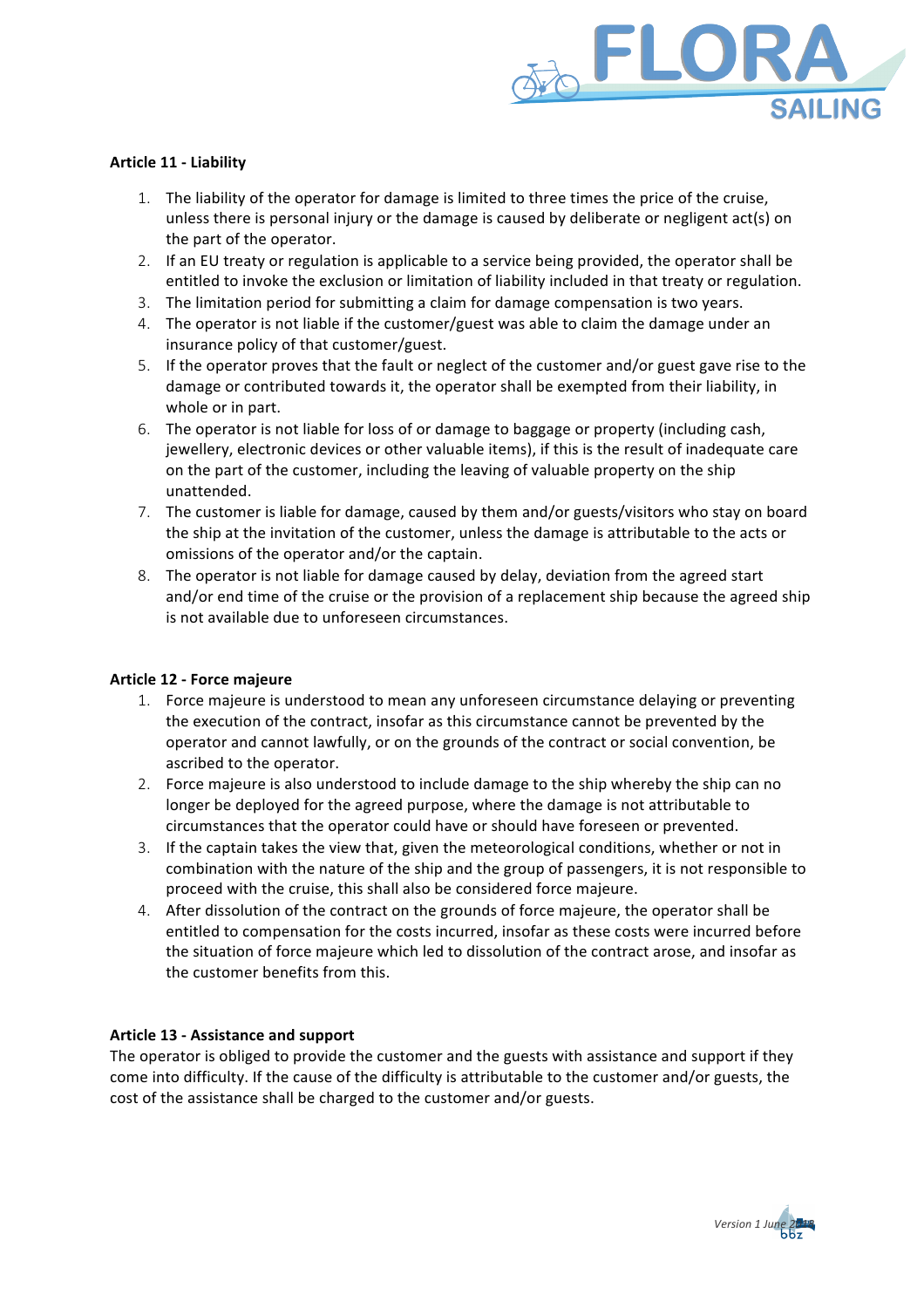**Article 11 - Liability**

1. The liability of the operator for damage is limited to three times the price of the cruise, unless there is personal injury or the damage is caused by deliberate or negligent act(s) on the part of the operator.
2. If an EU treaty or regulation is applicable to a service being provided, the operator shall be entitled to invoke the exclusion or limitation of liability included in that treaty or regulation.
3. The limitation period for submitting a claim for damage compensation is two years.
4. The operator is not liable if the customer/guest was able to claim the damage under an insurance policy of that customer/guest.
5. If the operator proves that the fault or neglect of the customer and/or guest gave rise to the damage or contributed towards it, the operator shall be exempted from their liability, in whole or in part.
6. The operator is not liable for loss of or damage to baggage or property (including cash, jewellery, electronic devices or other valuable items), if this is the result of inadequate care on the part of the customer, including the leaving of valuable property on the ship unattended.
7. The customer is liable for damage, caused by them and/or guests/visitors who stay on board the ship at the invitation of the customer, unless the damage is attributable to the acts or omissions of the operator and/or the captain.
8. The operator is not liable for damage caused by delay, deviation from the agreed start and/or end time of the cruise or the provision of a replacement ship because the agreed ship is not available due to unforeseen circumstances.

**Article 12 - Force majeure**

1. Force majeure is understood to mean any unforeseen circumstance delaying or preventing the execution of the contract, insofar as this circumstance cannot be prevented by the operator and cannot lawfully, or on the grounds of the contract or social convention, be ascribed to the operator.
2. Force majeure is also understood to include damage to the ship whereby the ship can no longer be deployed for the agreed purpose, where the damage is not attributable to circumstances that the operator could have or should have foreseen or prevented.
3. If the captain takes the view that, given the meteorological conditions, whether or not in combination with the nature of the ship and the group of passengers, it is not responsible to proceed with the cruise, this shall also be considered force majeure.
4. After dissolution of the contract on the grounds of force majeure, the operator shall be entitled to compensation for the costs incurred, insofar as these costs were incurred before the situation of force majeure which led to dissolution of the contract arose, and insofar as the customer benefits from this.

**Article 13 - Assistance and support**

The operator is obliged to provide the customer and the guests with assistance and support if they come into difficulty. If the cause of the difficulty is attributable to the customer and/or guests, the cost of the assistance shall be charged to the customer and/or guests.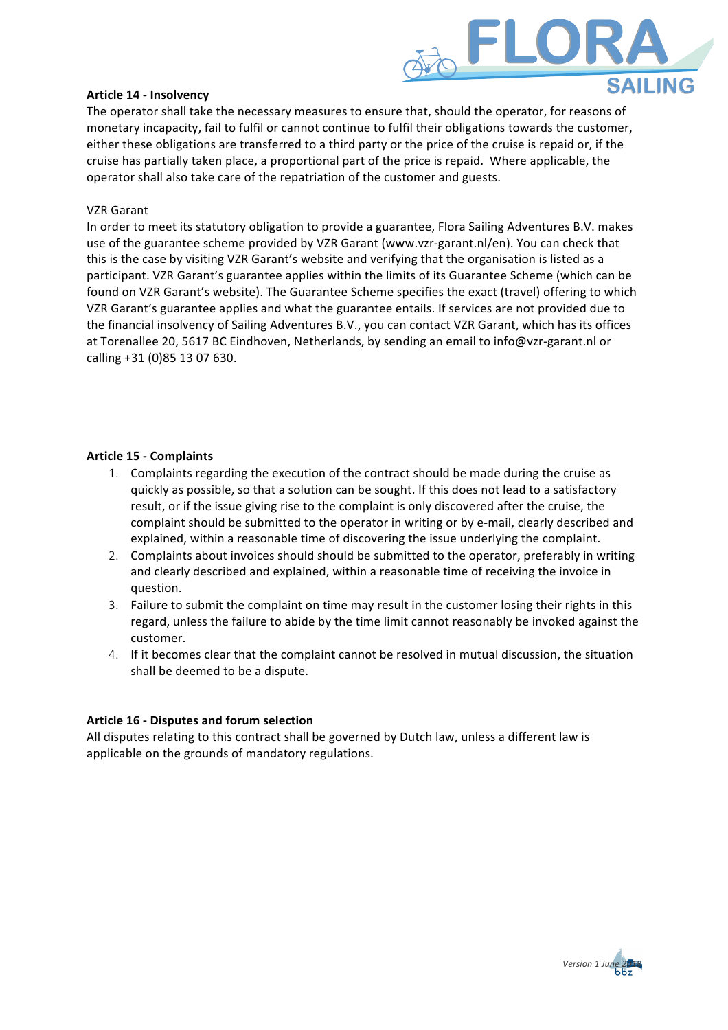**Article 14 - Insolvency**

The operator shall take the necessary measures to ensure that, should the operator, for reasons of monetary incapacity, fail to fulfil or cannot continue to fulfil their obligations towards the customer, either these obligations are transferred to a third party or the price of the cruise is repaid or, if the cruise has partially taken place, a proportional part of the price is repaid. Where applicable, the operator shall also take care of the repatriation of the customer and guests.

VZR Garant

In order to meet its statutory obligation to provide a guarantee, Flora Sailing Adventures B.V. makes use of the guarantee scheme provided by VZR Garant (www.vzr-garant.nl/en). You can check that this is the case by visiting VZR Garant's website and verifying that the organisation is listed as a participant. VZR Garant's guarantee applies within the limits of its Guarantee Scheme (which can be found on VZR Garant's website). The Guarantee Scheme specifies the exact (travel) offering to which VZR Garant's guarantee applies and what the guarantee entails. If services are not provided due to the financial insolvency of Sailing Adventures B.V., you can contact VZR Garant, which has its offices at Torenallee 20, 5617 BC Eindhoven, Netherlands, by sending an email to info@vzr-garant.nl or calling +31 (0)85 13 07 630.

**Article 15 - Complaints**

1. Complaints regarding the execution of the contract should be made during the cruise as quickly as possible, so that a solution can be sought. If this does not lead to a satisfactory result, or if the issue giving rise to the complaint is only discovered after the cruise, the complaint should be submitted to the operator in writing or by e-mail, clearly described and explained, within a reasonable time of discovering the issue underlying the complaint.
2. Complaints about invoices should should be submitted to the operator, preferably in writing and clearly described and explained, within a reasonable time of receiving the invoice in question.
3. Failure to submit the complaint on time may result in the customer losing their rights in this regard, unless the failure to abide by the time limit cannot reasonably be invoked against the customer.
4. If it becomes clear that the complaint cannot be resolved in mutual discussion, the situation shall be deemed to be a dispute.

**Article 16 - Disputes and forum selection**

All disputes relating to this contract shall be governed by Dutch law, unless a different law is applicable on the grounds of mandatory regulations.